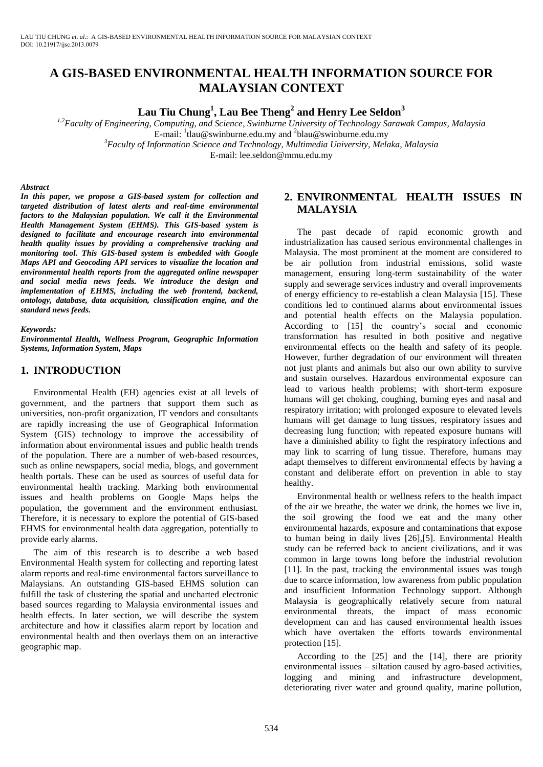# A GIS-BASED ENVIRONMENTAL HEALTH INFORMATION SOURCE FOR MALAYSIAN CONTEXT

**Lau Tiu Chung[1], Lau Bee Theng[2] and Henry Lee Seldon[3]**

[1,2]*Faculty of Engineering, Computing, and Science, Swinburne University of Technology Sarawak Campus, Malaysia*
E-mail: [1]tlau@swinburne.edu.my and [2]blau@swinburne.edu.my
[3]*Faculty of Information Science and Technology, Multimedia University, Melaka, Malaysia*
E-mail: lee.seldon@mmu.edu.my

***Abstract***

***In this paper, we propose a GIS-based system for collection and targeted distribution of latest alerts and real-time environmental factors to the Malaysian population. We call it the Environmental Health Management System (EHMS). This GIS-based system is designed to facilitate and encourage research into environmental health quality issues by providing a comprehensive tracking and monitoring tool. This GIS-based system is embedded with Google Maps API and Geocoding API services to visualize the location and environmental health reports from the aggregated online newspaper and social media news feeds. We introduce the design and implementation of EHMS, including the web frontend, backend, ontology, database, data acquisition, classification engine, and the standard news feeds.***

***Keywords:***

***Environmental Health, Wellness Program, Geographic Information Systems, Information System, Maps***

## 1. INTRODUCTION

Environmental Health (EH) agencies exist at all levels of government, and the partners that support them such as universities, non-profit organization, IT vendors and consultants are rapidly increasing the use of Geographical Information System (GIS) technology to improve the accessibility of information about environmental issues and public health trends of the population. There are a number of web-based resources, such as online newspapers, social media, blogs, and government health portals. These can be used as sources of useful data for environmental health tracking. Marking both environmental issues and health problems on Google Maps helps the population, the government and the environment enthusiast. Therefore, it is necessary to explore the potential of GIS-based EHMS for environmental health data aggregation, potentially to provide early alarms.

The aim of this research is to describe a web based Environmental Health system for collecting and reporting latest alarm reports and real-time environmental factors surveillance to Malaysians. An outstanding GIS-based EHMS solution can fulfill the task of clustering the spatial and uncharted electronic based sources regarding to Malaysia environmental issues and health effects. In later section, we will describe the system architecture and how it classifies alarm report by location and environmental health and then overlays them on an interactive geographic map.

## 2. ENVIRONMENTAL HEALTH ISSUES IN MALAYSIA

The past decade of rapid economic growth and industrialization has caused serious environmental challenges in Malaysia. The most prominent at the moment are considered to be air pollution from industrial emissions, solid waste management, ensuring long-term sustainability of the water supply and sewerage services industry and overall improvements of energy efficiency to re-establish a clean Malaysia [15]. These conditions led to continued alarms about environmental issues and potential health effects on the Malaysia population. According to [15] the country's social and economic transformation has resulted in both positive and negative environmental effects on the health and safety of its people. However, further degradation of our environment will threaten not just plants and animals but also our own ability to survive and sustain ourselves. Hazardous environmental exposure can lead to various health problems; with short-term exposure humans will get choking, coughing, burning eyes and nasal and respiratory irritation; with prolonged exposure to elevated levels humans will get damage to lung tissues, respiratory issues and decreasing lung function; with repeated exposure humans will have a diminished ability to fight the respiratory infections and may link to scarring of lung tissue. Therefore, humans may adapt themselves to different environmental effects by having a constant and deliberate effort on prevention in able to stay healthy.

Environmental health or wellness refers to the health impact of the air we breathe, the water we drink, the homes we live in, the soil growing the food we eat and the many other environmental hazards, exposure and contaminations that expose to human being in daily lives [26],[5]. Environmental Health study can be referred back to ancient civilizations, and it was common in large towns long before the industrial revolution [11]. In the past, tracking the environmental issues was tough due to scarce information, low awareness from public population and insufficient Information Technology support. Although Malaysia is geographically relatively secure from natural environmental threats, the impact of mass economic development can and has caused environmental health issues which have overtaken the efforts towards environmental protection [15].

According to the [25] and the [14], there are priority environmental issues – siltation caused by agro-based activities, logging and mining and infrastructure development, deteriorating river water and ground quality, marine pollution,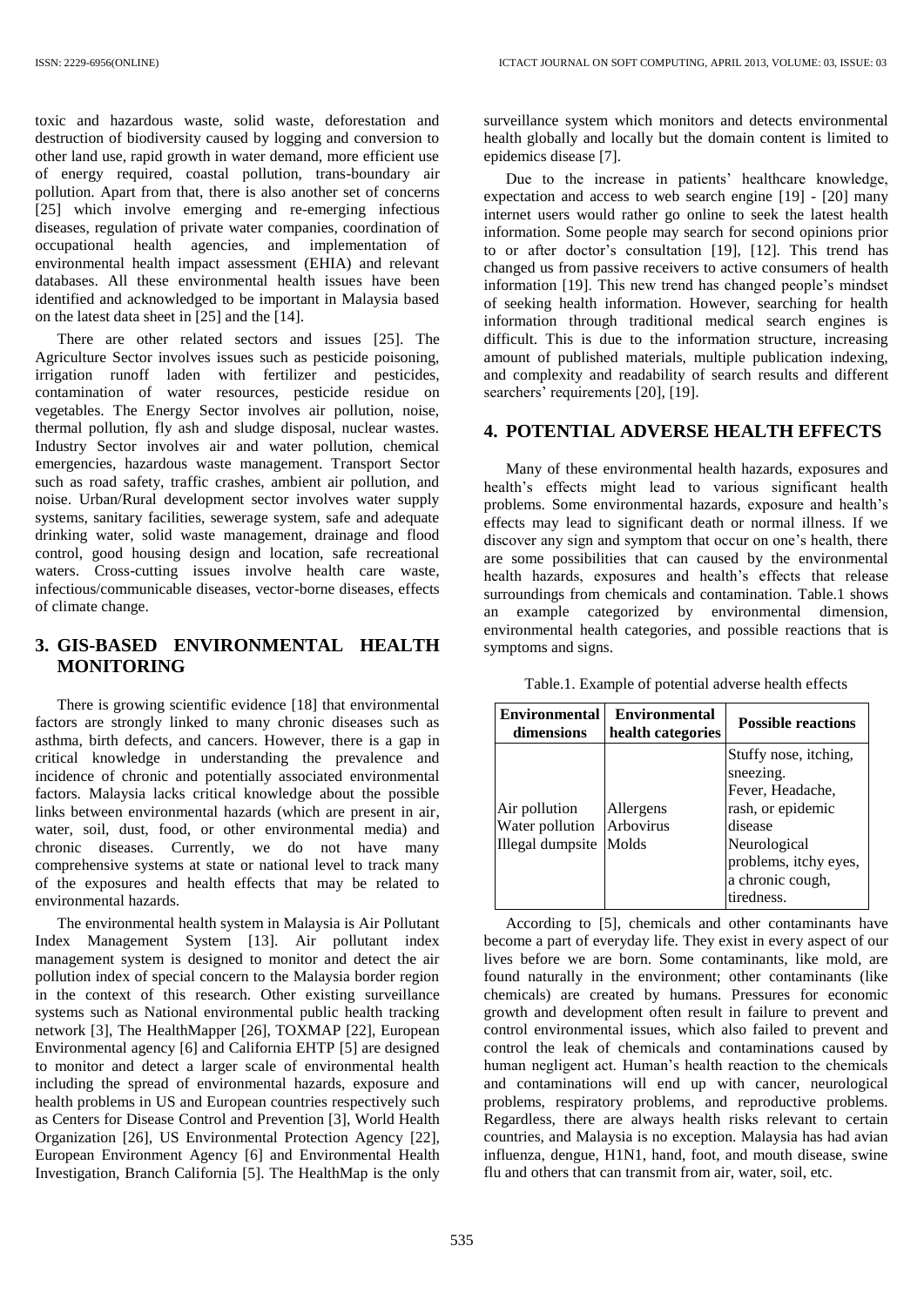toxic and hazardous waste, solid waste, deforestation and destruction of biodiversity caused by logging and conversion to other land use, rapid growth in water demand, more efficient use of energy required, coastal pollution, trans-boundary air pollution. Apart from that, there is also another set of concerns [25] which involve emerging and re-emerging infectious diseases, regulation of private water companies, coordination of occupational health agencies, and implementation of environmental health impact assessment (EHIA) and relevant databases. All these environmental health issues have been identified and acknowledged to be important in Malaysia based on the latest data sheet in [25] and the [14].

There are other related sectors and issues [25]. The Agriculture Sector involves issues such as pesticide poisoning, irrigation runoff laden with fertilizer and pesticides, contamination of water resources, pesticide residue on vegetables. The Energy Sector involves air pollution, noise, thermal pollution, fly ash and sludge disposal, nuclear wastes. Industry Sector involves air and water pollution, chemical emergencies, hazardous waste management. Transport Sector such as road safety, traffic crashes, ambient air pollution, and noise. Urban/Rural development sector involves water supply systems, sanitary facilities, sewerage system, safe and adequate drinking water, solid waste management, drainage and flood control, good housing design and location, safe recreational waters. Cross-cutting issues involve health care waste, infectious/communicable diseases, vector-borne diseases, effects of climate change.

## 3. GIS-BASED ENVIRONMENTAL HEALTH MONITORING

There is growing scientific evidence [18] that environmental factors are strongly linked to many chronic diseases such as asthma, birth defects, and cancers. However, there is a gap in critical knowledge in understanding the prevalence and incidence of chronic and potentially associated environmental factors. Malaysia lacks critical knowledge about the possible links between environmental hazards (which are present in air, water, soil, dust, food, or other environmental media) and chronic diseases. Currently, we do not have many comprehensive systems at state or national level to track many of the exposures and health effects that may be related to environmental hazards.

The environmental health system in Malaysia is Air Pollutant Index Management System [13]. Air pollutant index management system is designed to monitor and detect the air pollution index of special concern to the Malaysia border region in the context of this research. Other existing surveillance systems such as National environmental public health tracking network [3], The HealthMapper [26], TOXMAP [22], European Environmental agency [6] and California EHTP [5] are designed to monitor and detect a larger scale of environmental health including the spread of environmental hazards, exposure and health problems in US and European countries respectively such as Centers for Disease Control and Prevention [3], World Health Organization [26], US Environmental Protection Agency [22], European Environment Agency [6] and Environmental Health Investigation, Branch California [5]. The HealthMap is the only surveillance system which monitors and detects environmental health globally and locally but the domain content is limited to epidemics disease [7].

Due to the increase in patients' healthcare knowledge, expectation and access to web search engine [19] - [20] many internet users would rather go online to seek the latest health information. Some people may search for second opinions prior to or after doctor's consultation [19], [12]. This trend has changed us from passive receivers to active consumers of health information [19]. This new trend has changed people's mindset of seeking health information. However, searching for health information through traditional medical search engines is difficult. This is due to the information structure, increasing amount of published materials, multiple publication indexing, and complexity and readability of search results and different searchers' requirements [20], [19].

## 4. POTENTIAL ADVERSE HEALTH EFFECTS

Many of these environmental health hazards, exposures and health's effects might lead to various significant health problems. Some environmental hazards, exposure and health's effects may lead to significant death or normal illness. If we discover any sign and symptom that occur on one's health, there are some possibilities that can caused by the environmental health hazards, exposures and health's effects that release surroundings from chemicals and contamination. Table.1 shows an example categorized by environmental dimension, environmental health categories, and possible reactions that is symptoms and signs.

Table.1. Example of potential adverse health effects

| Environmental dimensions | Environmental health categories | Possible reactions |
|---|---|---|
| Air pollution<br>Water pollution<br>Illegal dumpsite | Allergens<br>Arbovirus<br>Molds | Stuffy nose, itching, sneezing.<br>Fever, Headache, rash, or epidemic disease<br>Neurological problems, itchy eyes, a chronic cough, tiredness. |

According to [5], chemicals and other contaminants have become a part of everyday life. They exist in every aspect of our lives before we are born. Some contaminants, like mold, are found naturally in the environment; other contaminants (like chemicals) are created by humans. Pressures for economic growth and development often result in failure to prevent and control environmental issues, which also failed to prevent and control the leak of chemicals and contaminations caused by human negligent act. Human's health reaction to the chemicals and contaminations will end up with cancer, neurological problems, respiratory problems, and reproductive problems. Regardless, there are always health risks relevant to certain countries, and Malaysia is no exception. Malaysia has had avian influenza, dengue, H1N1, hand, foot, and mouth disease, swine flu and others that can transmit from air, water, soil, etc.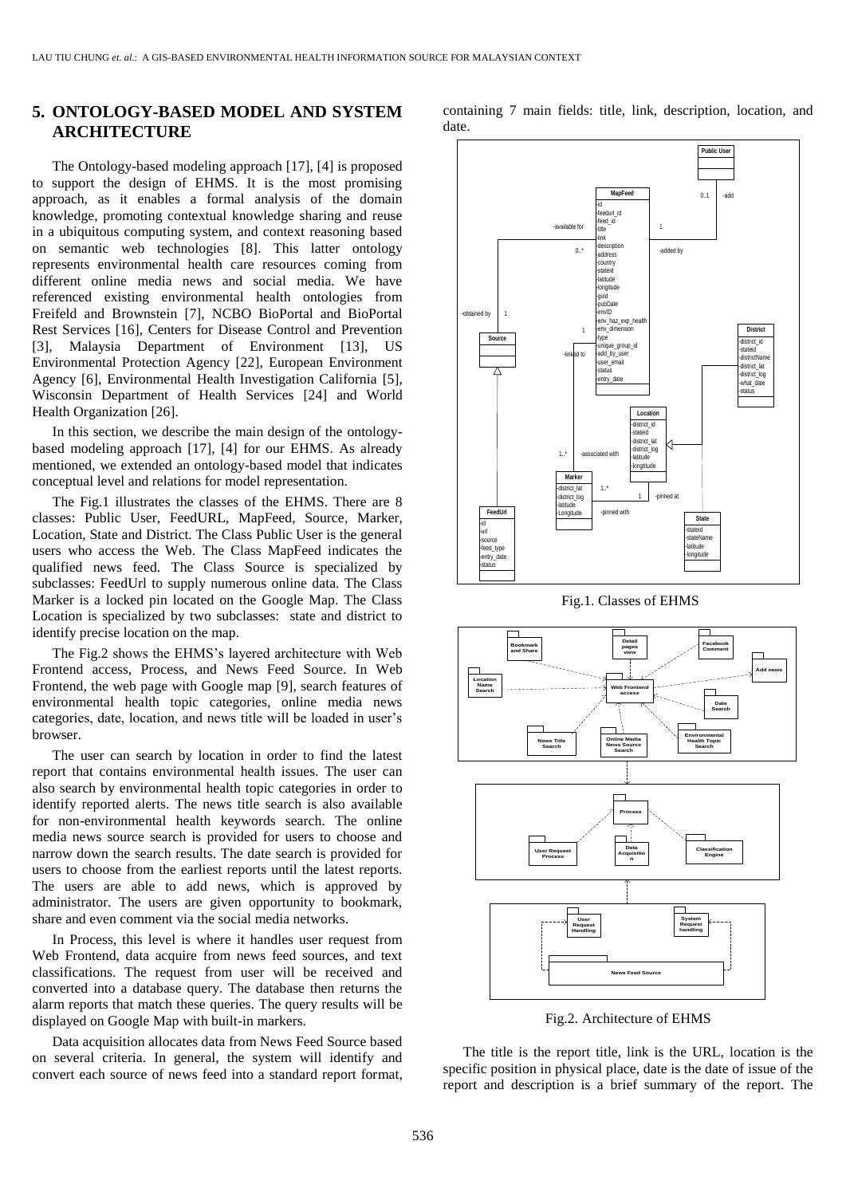## 5. ONTOLOGY-BASED MODEL AND SYSTEM ARCHITECTURE

The Ontology-based modeling approach [17], [4] is proposed to support the design of EHMS. It is the most promising approach, as it enables a formal analysis of the domain knowledge, promoting contextual knowledge sharing and reuse in a ubiquitous computing system, and context reasoning based on semantic web technologies [8]. This latter ontology represents environmental health care resources coming from different online media news and social media. We have referenced existing environmental health ontologies from Freifeld and Brownstein [7], NCBO BioPortal and BioPortal Rest Services [16], Centers for Disease Control and Prevention [3], Malaysia Department of Environment [13], US Environmental Protection Agency [22], European Environment Agency [6], Environmental Health Investigation California [5], Wisconsin Department of Health Services [24] and World Health Organization [26].

In this section, we describe the main design of the ontology-based modeling approach [17], [4] for our EHMS. As already mentioned, we extended an ontology-based model that indicates conceptual level and relations for model representation.

The Fig.1 illustrates the classes of the EHMS. There are 8 classes: Public User, FeedURL, MapFeed, Source, Marker, Location, State and District. The Class Public User is the general users who access the Web. The Class MapFeed indicates the qualified news feed. The Class Source is specialized by subclasses: FeedUrl to supply numerous online data. The Class Marker is a locked pin located on the Google Map. The Class Location is specialized by two subclasses: state and district to identify precise location on the map.

The Fig.2 shows the EHMS's layered architecture with Web Frontend access, Process, and News Feed Source. In Web Frontend, the web page with Google map [9], search features of environmental health topic categories, online media news categories, date, location, and news title will be loaded in user's browser.

The user can search by location in order to find the latest report that contains environmental health issues. The user can also search by environmental health topic categories in order to identify reported alerts. The news title search is also available for non-environmental health keywords search. The online media news source search is provided for users to choose and narrow down the search results. The date search is provided for users to choose from the earliest reports until the latest reports. The users are able to add news, which is approved by administrator. The users are given opportunity to bookmark, share and even comment via the social media networks.

In Process, this level is where it handles user request from Web Frontend, data acquire from news feed sources, and text classifications. The request from user will be received and converted into a database query. The database then returns the alarm reports that match these queries. The query results will be displayed on Google Map with built-in markers.

Data acquisition allocates data from News Feed Source based on several criteria. In general, the system will identify and convert each source of news feed into a standard report format, containing 7 main fields: title, link, description, location, and date.

Fig.1. Classes of EHMS

Fig.2. Architecture of EHMS

The title is the report title, link is the URL, location is the specific position in physical place, date is the date of issue of the report and description is a brief summary of the report. The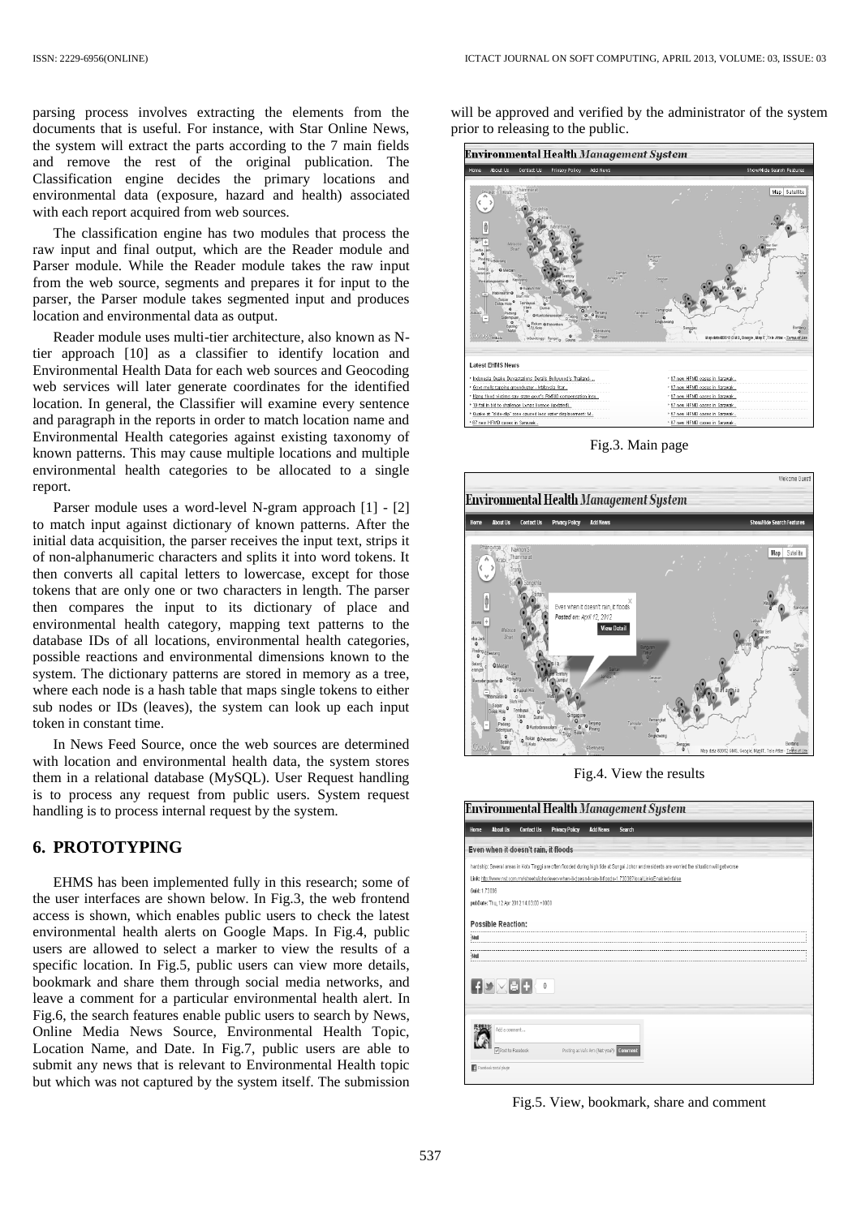parsing process involves extracting the elements from the documents that is useful. For instance, with Star Online News, the system will extract the parts according to the 7 main fields and remove the rest of the original publication. The Classification engine decides the primary locations and environmental data (exposure, hazard and health) associated with each report acquired from web sources.

The classification engine has two modules that process the raw input and final output, which are the Reader module and Parser module. While the Reader module takes the raw input from the web source, segments and prepares it for input to the parser, the Parser module takes segmented input and produces location and environmental data as output.

Reader module uses multi-tier architecture, also known as N-tier approach [10] as a classifier to identify location and Environmental Health Data for each web sources and Geocoding web services will later generate coordinates for the identified location. In general, the Classifier will examine every sentence and paragraph in the reports in order to match location name and Environmental Health categories against existing taxonomy of known patterns. This may cause multiple locations and multiple environmental health categories to be allocated to a single report.

Parser module uses a word-level N-gram approach [1] - [2] to match input against dictionary of known patterns. After the initial data acquisition, the parser receives the input text, strips it of non-alphanumeric characters and splits it into word tokens. It then converts all capital letters to lowercase, except for those tokens that are only one or two characters in length. The parser then compares the input to its dictionary of place and environmental health category, mapping text patterns to the database IDs of all locations, environmental health categories, possible reactions and environmental dimensions known to the system. The dictionary patterns are stored in memory as a tree, where each node is a hash table that maps single tokens to either sub nodes or IDs (leaves), the system can look up each input token in constant time.

In News Feed Source, once the web sources are determined with location and environmental health data, the system stores them in a relational database (MySQL). User Request handling is to process any request from public users. System request handling is to process internal request by the system.

## 6. PROTOTYPING

EHMS has been implemented fully in this research; some of the user interfaces are shown below. In Fig.3, the web frontend access is shown, which enables public users to check the latest environmental health alerts on Google Maps. In Fig.4, public users are allowed to select a marker to view the results of a specific location. In Fig.5, public users can view more details, bookmark and share them through social media networks, and leave a comment for a particular environmental health alert. In Fig.6, the search features enable public users to search by News, Online Media News Source, Environmental Health Topic, Location Name, and Date. In Fig.7, public users are able to submit any news that is relevant to Environmental Health topic but which was not captured by the system itself. The submission will be approved and verified by the administrator of the system prior to releasing to the public.

Fig.3. Main page

Fig.4. View the results

Fig.5. View, bookmark, share and comment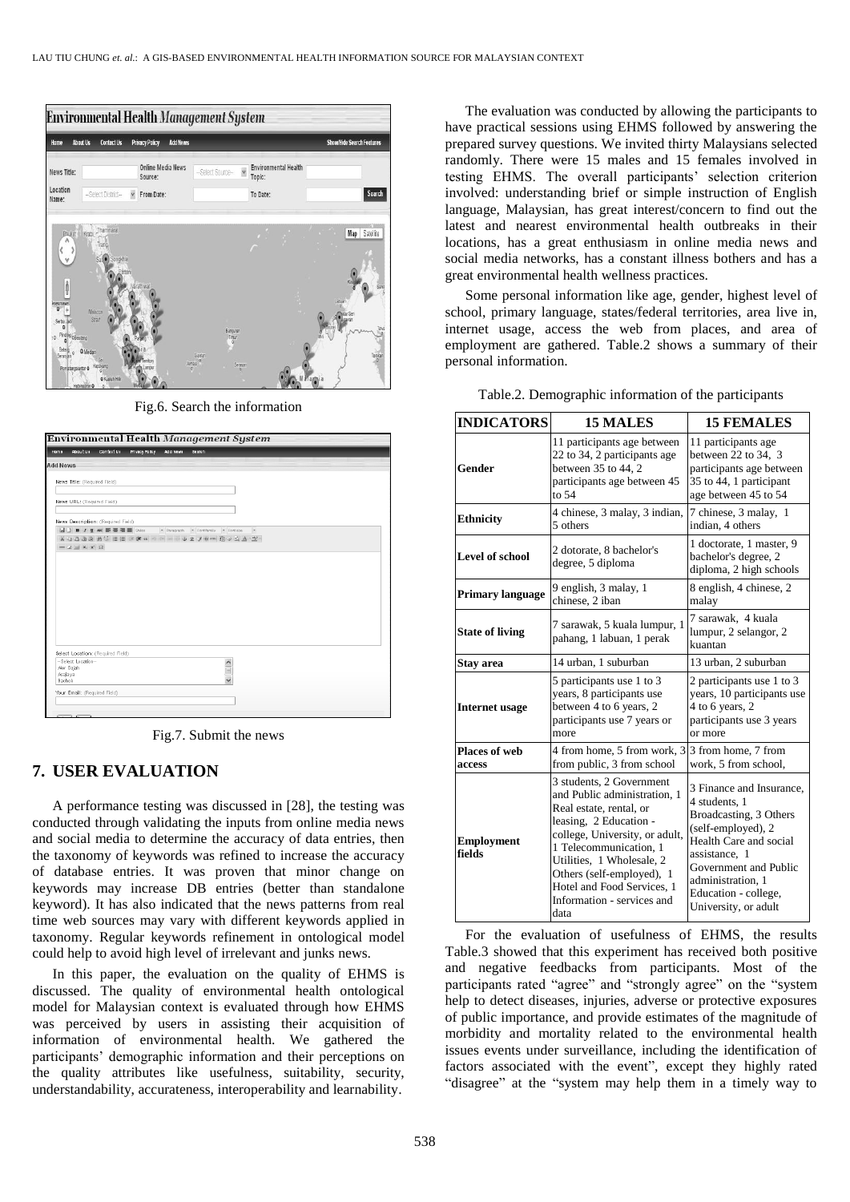Fig.6. Search the information

Fig.7. Submit the news

## 7. USER EVALUATION

A performance testing was discussed in [28], the testing was conducted through validating the inputs from online media news and social media to determine the accuracy of data entries, then the taxonomy of keywords was refined to increase the accuracy of database entries. It was proven that minor change on keywords may increase DB entries (better than standalone keyword). It has also indicated that the news patterns from real time web sources may vary with different keywords applied in taxonomy. Regular keywords refinement in ontological model could help to avoid high level of irrelevant and junks news.

In this paper, the evaluation on the quality of EHMS is discussed. The quality of environmental health ontological model for Malaysian context is evaluated through how EHMS was perceived by users in assisting their acquisition of information of environmental health. We gathered the participants' demographic information and their perceptions on the quality attributes like usefulness, suitability, security, understandability, accurateness, interoperability and learnability.

The evaluation was conducted by allowing the participants to have practical sessions using EHMS followed by answering the prepared survey questions. We invited thirty Malaysians selected randomly. There were 15 males and 15 females involved in testing EHMS. The overall participants' selection criterion involved: understanding brief or simple instruction of English language, Malaysian, has great interest/concern to find out the latest and nearest environmental health outbreaks in their locations, has a great enthusiasm in online media news and social media networks, has a constant illness bothers and has a great environmental health wellness practices.

Some personal information like age, gender, highest level of school, primary language, states/federal territories, area live in, internet usage, access the web from places, and area of employment are gathered. Table.2 shows a summary of their personal information.

Table.2. Demographic information of the participants

| INDICATORS | 15 MALES | 15 FEMALES |
|---|---|---|
| Gender | 11 participants age between 22 to 34, 2 participants age between 35 to 44, 2 participants age between 45 to 54 | 11 participants age between 22 to 34, 3 participants age between 35 to 44, 1 participant age between 45 to 54 |
| Ethnicity | 4 chinese, 3 malay, 3 indian, 5 others | 7 chinese, 3 malay, 1 indian, 4 others |
| Level of school | 2 dotorate, 8 bachelor's degree, 5 diploma | 1 doctorate, 1 master, 9 bachelor's degree, 2 diploma, 2 high schools |
| Primary language | 9 english, 3 malay, 1 chinese, 2 iban | 8 english, 4 chinese, 2 malay |
| State of living | 7 sarawak, 5 kuala lumpur, 1 pahang, 1 labuan, 1 perak | 7 sarawak, 4 kuala lumpur, 2 selangor, 2 kuantan |
| Stay area | 14 urban, 1 suburban | 13 urban, 2 suburban |
| Internet usage | 5 participants use 1 to 3 years, 8 participants use between 4 to 6 years, 2 participants use 7 years or more | 2 participants use 1 to 3 years, 10 participants use 4 to 6 years, 2 participants use 3 years or more |
| Places of web access | 4 from home, 5 from work, 3 from public, 3 from school | 3 from home, 7 from work, 5 from school, |
| Employment fields | 3 students, 2 Government and Public administration, 1 Real estate, rental, or leasing, 2 Education - college, University, or adult, 1 Telecommunication, 1 Utilities, 1 Wholesale, 2 Others (self-employed), 1 Hotel and Food Services, 1 Information - services and data | 3 Finance and Insurance, 4 students, 1 Broadcasting, 3 Others (self-employed), 2 Health Care and social assistance, 1 Government and Public administration, 1 Education - college, University, or adult |

For the evaluation of usefulness of EHMS, the results Table.3 showed that this experiment has received both positive and negative feedbacks from participants. Most of the participants rated "agree" and "strongly agree" on the "system help to detect diseases, injuries, adverse or protective exposures of public importance, and provide estimates of the magnitude of morbidity and mortality related to the environmental health issues events under surveillance, including the identification of factors associated with the event", except they highly rated "disagree" at the "system may help them in a timely way to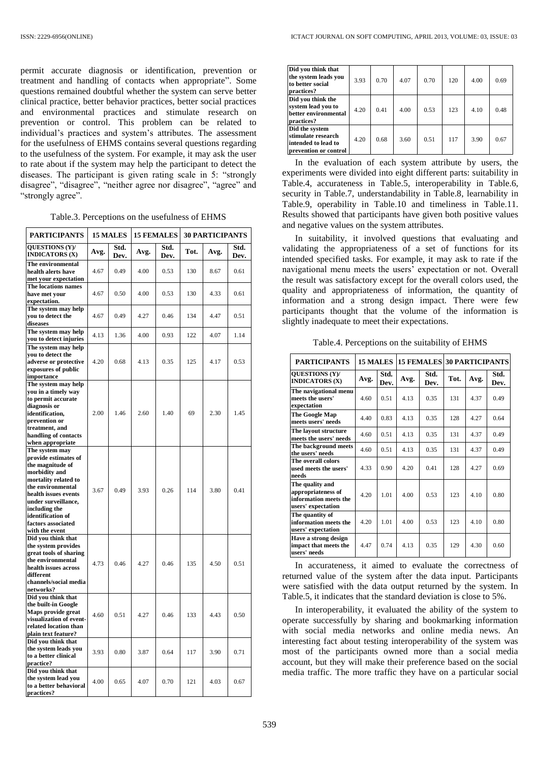permit accurate diagnosis or identification, prevention or treatment and handling of contacts when appropriate". Some questions remained doubtful whether the system can serve better clinical practice, better behavior practices, better social practices and environmental practices and stimulate research on prevention or control. This problem can be related to individual's practices and system's attributes. The assessment for the usefulness of EHMS contains several questions regarding to the usefulness of the system. For example, it may ask the user to rate about if the system may help the participant to detect the diseases. The participant is given rating scale in 5: "strongly disagree", "disagree", "neither agree nor disagree", "agree" and "strongly agree".

Table.3. Perceptions on the usefulness of EHMS

| PARTICIPANTS | 15 MALES | | 15 FEMALES | | 30 PARTICIPANTS | | |
|---|---|---|---|---|---|---|---|
| QUESTIONS (Y)/ INDICATORS (X) | Avg. | Std. Dev. | Avg. | Std. Dev. | Tot. | Avg. | Std. Dev. |
| The environmental health alerts have met your expectation | 4.67 | 0.49 | 4.00 | 0.53 | 130 | 8.67 | 0.61 |
| The locations names have met your expectation. | 4.67 | 0.50 | 4.00 | 0.53 | 130 | 4.33 | 0.61 |
| The system may help you to detect the diseases | 4.67 | 0.49 | 4.27 | 0.46 | 134 | 4.47 | 0.51 |
| The system may help you to detect injuries | 4.13 | 1.36 | 4.00 | 0.93 | 122 | 4.07 | 1.14 |
| The system may help you to detect the adverse or protective exposures of public importance | 4.20 | 0.68 | 4.13 | 0.35 | 125 | 4.17 | 0.53 |
| The system may help you in a timely way to permit accurate diagnosis or identification, prevention or treatment, and handling of contacts when appropriate | 2.00 | 1.46 | 2.60 | 1.40 | 69 | 2.30 | 1.45 |
| The system may provide estimates of the magnitude of morbidity and mortality related to the environmental health issues events under surveillance, including the identification of factors associated with the event | 3.67 | 0.49 | 3.93 | 0.26 | 114 | 3.80 | 0.41 |
| Did you think that the system provides great tools of sharing the environmental health issues across different channels/social media networks? | 4.73 | 0.46 | 4.27 | 0.46 | 135 | 4.50 | 0.51 |
| Did you think that the built-in Google Maps provide great visualization of event-related location than plain text feature? | 4.60 | 0.51 | 4.27 | 0.46 | 133 | 4.43 | 0.50 |
| Did you think that the system leads you to a better clinical practice? | 3.93 | 0.80 | 3.87 | 0.64 | 117 | 3.90 | 0.71 |
| Did you think that the system lead you to a better behavioral practices? | 4.00 | 0.65 | 4.07 | 0.70 | 121 | 4.03 | 0.67 |
| Did you think that the system leads you to better social practices? | 3.93 | 0.70 | 4.07 | 0.70 | 120 | 4.00 | 0.69 |
| Did you think the system lead you to better environmental practices? | 4.20 | 0.41 | 4.00 | 0.53 | 123 | 4.10 | 0.48 |
| Did the system stimulate research intended to lead to prevention or control | 4.20 | 0.68 | 3.60 | 0.51 | 117 | 3.90 | 0.67 |

In the evaluation of each system attribute by users, the experiments were divided into eight different parts: suitability in Table.4, accurateness in Table.5, interoperability in Table.6, security in Table.7, understandability in Table.8, learnability in Table.9, operability in Table.10 and timeliness in Table.11. Results showed that participants have given both positive values and negative values on the system attributes.

In suitability, it involved questions that evaluating and validating the appropriateness of a set of functions for its intended specified tasks. For example, it may ask to rate if the navigational menu meets the users' expectation or not. Overall the result was satisfactory except for the overall colors used, the quality and appropriateness of information, the quantity of information and a strong design impact. There were few participants thought that the volume of the information is slightly inadequate to meet their expectations.

Table.4. Perceptions on the suitability of EHMS

| PARTICIPANTS | 15 MALES | | 15 FEMALES | | 30 PARTICIPANTS | | |
|---|---|---|---|---|---|---|---|
| QUESTIONS (Y)/ INDICATORS (X) | Avg. | Std. Dev. | Avg. | Std. Dev. | Tot. | Avg. | Std. Dev. |
| The navigational menu meets the users' expectation | 4.60 | 0.51 | 4.13 | 0.35 | 131 | 4.37 | 0.49 |
| The Google Map meets users' needs | 4.40 | 0.83 | 4.13 | 0.35 | 128 | 4.27 | 0.64 |
| The layout structure meets the users' needs | 4.60 | 0.51 | 4.13 | 0.35 | 131 | 4.37 | 0.49 |
| The background meets the users' needs | 4.60 | 0.51 | 4.13 | 0.35 | 131 | 4.37 | 0.49 |
| The overall colors used meets the users' needs | 4.33 | 0.90 | 4.20 | 0.41 | 128 | 4.27 | 0.69 |
| The quality and appropriateness of information meets the users' expectation | 4.20 | 1.01 | 4.00 | 0.53 | 123 | 4.10 | 0.80 |
| The quantity of information meets the users' expectation | 4.20 | 1.01 | 4.00 | 0.53 | 123 | 4.10 | 0.80 |
| Have a strong design impact that meets the users' needs | 4.47 | 0.74 | 4.13 | 0.35 | 129 | 4.30 | 0.60 |

In accurateness, it aimed to evaluate the correctness of returned value of the system after the data input. Participants were satisfied with the data output returned by the system. In Table.5, it indicates that the standard deviation is close to 5%.

In interoperability, it evaluated the ability of the system to operate successfully by sharing and bookmarking information with social media networks and online media news. An interesting fact about testing interoperability of the system was most of the participants owned more than a social media account, but they will make their preference based on the social media traffic. The more traffic they have on a particular social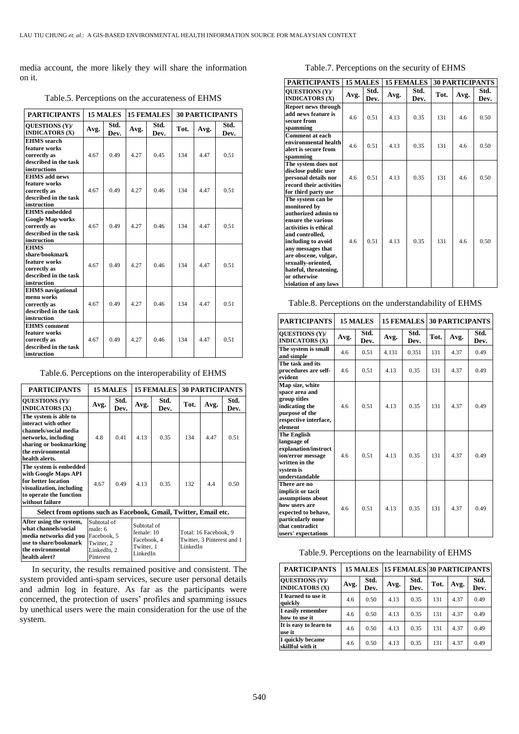media account, the more likely they will share the information on it.

Table.5. Perceptions on the accurateness of EHMS

| PARTICIPANTS | 15 MALES | | 15 FEMALES | | 30 PARTICIPANTS | | |
|---|---|---|---|---|---|---|---|
| QUESTIONS (Y)/ INDICATORS (X) | Avg. | Std. Dev. | Avg. | Std. Dev. | Tot. | Avg. | Std. Dev. |
| EHMS search feature works correctly as described in the task instructions | 4.67 | 0.49 | 4.27 | 0.45 | 134 | 4.47 | 0.51 |
| EHMS add news feature works correctly as described in the task instruction | 4.67 | 0.49 | 4.27 | 0.46 | 134 | 4.47 | 0.51 |
| EHMS embedded Google Map works correctly as described in the task instruction | 4.67 | 0.49 | 4.27 | 0.46 | 134 | 4.47 | 0.51 |
| EHMS share/bookmark feature works correctly as described in the task instruction | 4.67 | 0.49 | 4.27 | 0.46 | 134 | 4.47 | 0.51 |
| EHMS navigational menu works correctly as described in the task instruction | 4.67 | 0.49 | 4.27 | 0.46 | 134 | 4.47 | 0.51 |
| EHMS comment feature works correctly as described in the task instruction | 4.67 | 0.49 | 4.27 | 0.46 | 134 | 4.47 | 0.51 |

Table.6. Perceptions on the interoperability of EHMS

| PARTICIPANTS | 15 MALES | | 15 FEMALES | | 30 PARTICIPANTS | | |
|---|---|---|---|---|---|---|---|
| QUESTIONS (Y)/ INDICATORS (X) | Avg. | Std. Dev. | Avg. | Std. Dev. | Tot. | Avg. | Std. Dev. |
| The system is able to interact with other channels/social media networks, including sharing or bookmarking the environmental health alerts. | 4.8 | 0.41 | 4.13 | 0.35 | 134 | 4.47 | 0.51 |
| The system is embedded with Google Maps API for better location visualization, including to operate the function without failure | 4.67 | 0.49 | 4.13 | 0.35 | 132 | 4.4 | 0.50 |
| Select from options such as Facebook, Gmail, Twitter, Email etc. | | | | | | | |
| After using the system, what channels/social media networks did you use to share/bookmark the environmental health alert? | Subtotal of male: 6 Facebook, 5 Twitter, 2 LinkedIn, 2 Pinterest | | Subtotal of female: 10 Facebook, 4 Twitter, 1 LinkedIn | | Total: 16 Facebook, 9 Twitter, 3 Pinterest and 1 LinkedIn | | |

In security, the results remained positive and consistent. The system provided anti-spam services, secure user personal details and admin log in feature. As far as the participants were concerned, the protection of users' profiles and spamming issues by unethical users were the main consideration for the use of the system.

Table.7. Perceptions on the security of EHMS

| PARTICIPANTS | 15 MALES | | 15 FEMALES | | 30 PARTICIPANTS | | |
|---|---|---|---|---|---|---|---|
| QUESTIONS (Y)/ INDICATORS (X) | Avg. | Std. Dev. | Avg. | Std. Dev. | Tot. | Avg. | Std. Dev. |
| Report news through add news feature is secure from spamming | 4.6 | 0.51 | 4.13 | 0.35 | 131 | 4.6 | 0.50 |
| Comment at each environmental health alert is secure from spamming | 4.6 | 0.51 | 4.13 | 0.35 | 131 | 4.6 | 0.50 |
| The system does not disclose public user personal details nor record their activities for third party use | 4.6 | 0.51 | 4.13 | 0.35 | 131 | 4.6 | 0.50 |
| The system can be monitored by authorized admin to ensure the various activities is ethical and controlled, including to avoid any messages that are obscene, vulgar, sexually-oriented, hateful, threatening, or otherwise violation of any laws | 4.6 | 0.51 | 4.13 | 0.35 | 131 | 4.6 | 0.50 |

Table.8. Perceptions on the understandability of EHMS

| PARTICIPANTS | 15 MALES | | 15 FEMALES | | 30 PARTICIPANTS | | |
|---|---|---|---|---|---|---|---|
| QUESTIONS (Y)/ INDICATORS (X) | Avg. | Std. Dev. | Avg. | Std. Dev. | Tot. | Avg. | Std. Dev. |
| The system is small and simple | 4.6 | 0.51 | 4.131 | 0.351 | 131 | 4.37 | 0.49 |
| The task and its procedures are self-evident | 4.6 | 0.51 | 4.13 | 0.35 | 131 | 4.37 | 0.49 |
| Map size, white space area and group titles indicating the purpose of the respective interface, element | 4.6 | 0.51 | 4.13 | 0.35 | 131 | 4.37 | 0.49 |
| The English language of explanation/instruction/error message written in the system is understandable | 4.6 | 0.51 | 4.13 | 0.35 | 131 | 4.37 | 0.49 |
| There are no implicit or tacit assumptions about how users are expected to behave, particularly none that contradict users' expectations | 4.6 | 0.51 | 4.13 | 0.35 | 131 | 4.37 | 0.49 |

Table.9. Perceptions on the learnability of EHMS

| PARTICIPANTS | 15 MALES | | 15 FEMALES | | 30 PARTICIPANTS | | |
|---|---|---|---|---|---|---|---|
| QUESTIONS (Y)/ INDICATORS (X) | Avg. | Std. Dev. | Avg. | Std. Dev. | Tot. | Avg. | Std. Dev. |
| I learned to use it quickly | 4.6 | 0.50 | 4.13 | 0.35 | 131 | 4.37 | 0.49 |
| I easily remember how to use it | 4.6 | 0.50 | 4.13 | 0.35 | 131 | 4.37 | 0.49 |
| It is easy to learn to use it | 4.6 | 0.50 | 4.13 | 0.35 | 131 | 4.37 | 0.49 |
| I quickly became skillful with it | 4.6 | 0.50 | 4.13 | 0.35 | 131 | 4.37 | 0.49 |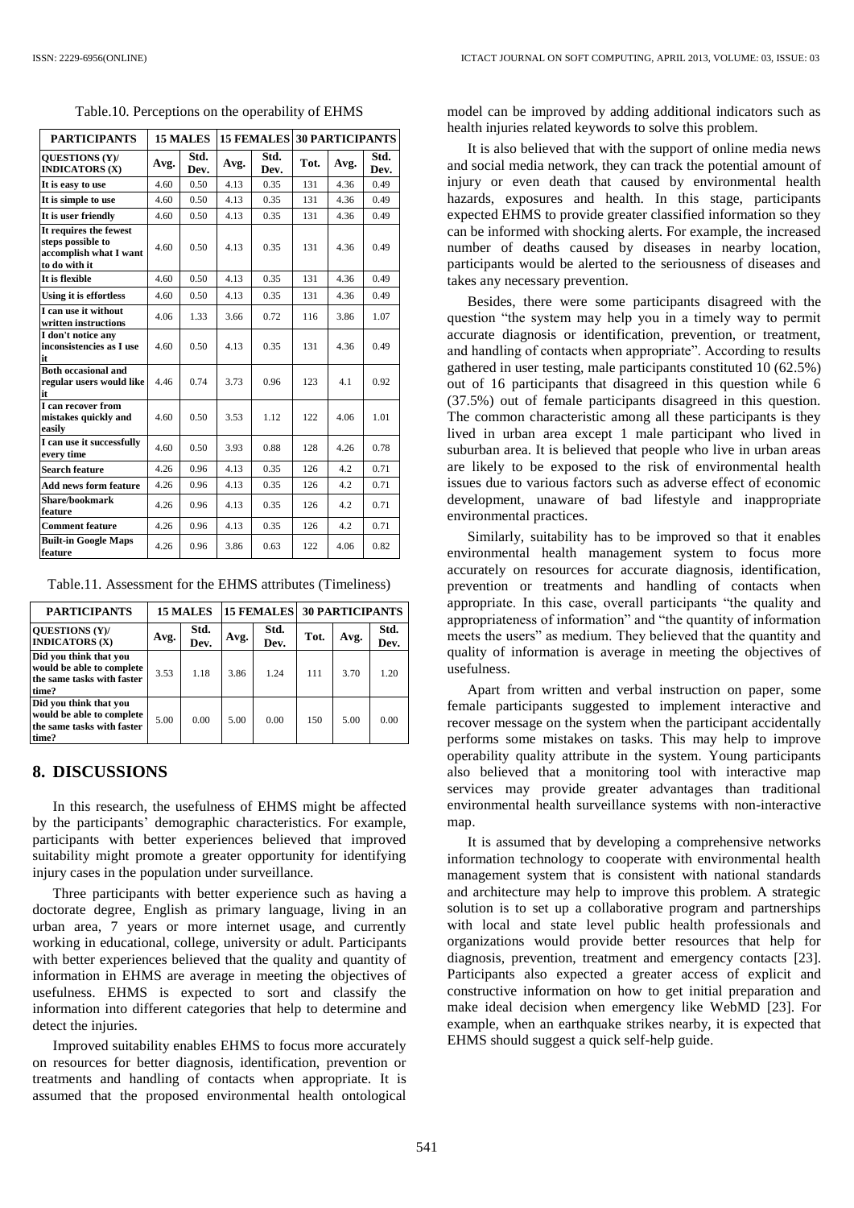Table.10. Perceptions on the operability of EHMS

| PARTICIPANTS | 15 MALES | | 15 FEMALES | | 30 PARTICIPANTS | | |
|---|---|---|---|---|---|---|---|
| QUESTIONS (Y)/ INDICATORS (X) | Avg. | Std. Dev. | Avg. | Std. Dev. | Tot. | Avg. | Std. Dev. |
| It is easy to use | 4.60 | 0.50 | 4.13 | 0.35 | 131 | 4.36 | 0.49 |
| It is simple to use | 4.60 | 0.50 | 4.13 | 0.35 | 131 | 4.36 | 0.49 |
| It is user friendly | 4.60 | 0.50 | 4.13 | 0.35 | 131 | 4.36 | 0.49 |
| It requires the fewest steps possible to accomplish what I want to do with it | 4.60 | 0.50 | 4.13 | 0.35 | 131 | 4.36 | 0.49 |
| It is flexible | 4.60 | 0.50 | 4.13 | 0.35 | 131 | 4.36 | 0.49 |
| Using it is effortless | 4.60 | 0.50 | 4.13 | 0.35 | 131 | 4.36 | 0.49 |
| I can use it without written instructions | 4.06 | 1.33 | 3.66 | 0.72 | 116 | 3.86 | 1.07 |
| I don't notice any inconsistencies as I use it | 4.60 | 0.50 | 4.13 | 0.35 | 131 | 4.36 | 0.49 |
| Both occasional and regular users would like it | 4.46 | 0.74 | 3.73 | 0.96 | 123 | 4.1 | 0.92 |
| I can recover from mistakes quickly and easily | 4.60 | 0.50 | 3.53 | 1.12 | 122 | 4.06 | 1.01 |
| I can use it successfully every time | 4.60 | 0.50 | 3.93 | 0.88 | 128 | 4.26 | 0.78 |
| Search feature | 4.26 | 0.96 | 4.13 | 0.35 | 126 | 4.2 | 0.71 |
| Add news form feature | 4.26 | 0.96 | 4.13 | 0.35 | 126 | 4.2 | 0.71 |
| Share/bookmark feature | 4.26 | 0.96 | 4.13 | 0.35 | 126 | 4.2 | 0.71 |
| Comment feature | 4.26 | 0.96 | 4.13 | 0.35 | 126 | 4.2 | 0.71 |
| Built-in Google Maps feature | 4.26 | 0.96 | 3.86 | 0.63 | 122 | 4.06 | 0.82 |

Table.11. Assessment for the EHMS attributes (Timeliness)

| PARTICIPANTS | 15 MALES | | 15 FEMALES | | 30 PARTICIPANTS | | |
|---|---|---|---|---|---|---|---|
| QUESTIONS (Y)/ INDICATORS (X) | Avg. | Std. Dev. | Avg. | Std. Dev. | Tot. | Avg. | Std. Dev. |
| Did you think that you would be able to complete the same tasks with faster time? | 3.53 | 1.18 | 3.86 | 1.24 | 111 | 3.70 | 1.20 |
| Did you think that you would be able to complete the same tasks with faster time? | 5.00 | 0.00 | 5.00 | 0.00 | 150 | 5.00 | 0.00 |

## 8. DISCUSSIONS

In this research, the usefulness of EHMS might be affected by the participants' demographic characteristics. For example, participants with better experiences believed that improved suitability might promote a greater opportunity for identifying injury cases in the population under surveillance.

Three participants with better experience such as having a doctorate degree, English as primary language, living in an urban area, 7 years or more internet usage, and currently working in educational, college, university or adult. Participants with better experiences believed that the quality and quantity of information in EHMS are average in meeting the objectives of usefulness. EHMS is expected to sort and classify the information into different categories that help to determine and detect the injuries.

Improved suitability enables EHMS to focus more accurately on resources for better diagnosis, identification, prevention or treatments and handling of contacts when appropriate. It is assumed that the proposed environmental health ontological model can be improved by adding additional indicators such as health injuries related keywords to solve this problem.

It is also believed that with the support of online media news and social media network, they can track the potential amount of injury or even death that caused by environmental health hazards, exposures and health. In this stage, participants expected EHMS to provide greater classified information so they can be informed with shocking alerts. For example, the increased number of deaths caused by diseases in nearby location, participants would be alerted to the seriousness of diseases and takes any necessary prevention.

Besides, there were some participants disagreed with the question "the system may help you in a timely way to permit accurate diagnosis or identification, prevention, or treatment, and handling of contacts when appropriate". According to results gathered in user testing, male participants constituted 10 (62.5%) out of 16 participants that disagreed in this question while 6 (37.5%) out of female participants disagreed in this question. The common characteristic among all these participants is they lived in urban area except 1 male participant who lived in suburban area. It is believed that people who live in urban areas are likely to be exposed to the risk of environmental health issues due to various factors such as adverse effect of economic development, unaware of bad lifestyle and inappropriate environmental practices.

Similarly, suitability has to be improved so that it enables environmental health management system to focus more accurately on resources for accurate diagnosis, identification, prevention or treatments and handling of contacts when appropriate. In this case, overall participants "the quality and appropriateness of information" and "the quantity of information meets the users" as medium. They believed that the quantity and quality of information is average in meeting the objectives of usefulness.

Apart from written and verbal instruction on paper, some female participants suggested to implement interactive and recover message on the system when the participant accidentally performs some mistakes on tasks. This may help to improve operability quality attribute in the system. Young participants also believed that a monitoring tool with interactive map services may provide greater advantages than traditional environmental health surveillance systems with non-interactive map.

It is assumed that by developing a comprehensive networks information technology to cooperate with environmental health management system that is consistent with national standards and architecture may help to improve this problem. A strategic solution is to set up a collaborative program and partnerships with local and state level public health professionals and organizations would provide better resources that help for diagnosis, prevention, treatment and emergency contacts [23]. Participants also expected a greater access of explicit and constructive information on how to get initial preparation and make ideal decision when emergency like WebMD [23]. For example, when an earthquake strikes nearby, it is expected that EHMS should suggest a quick self-help guide.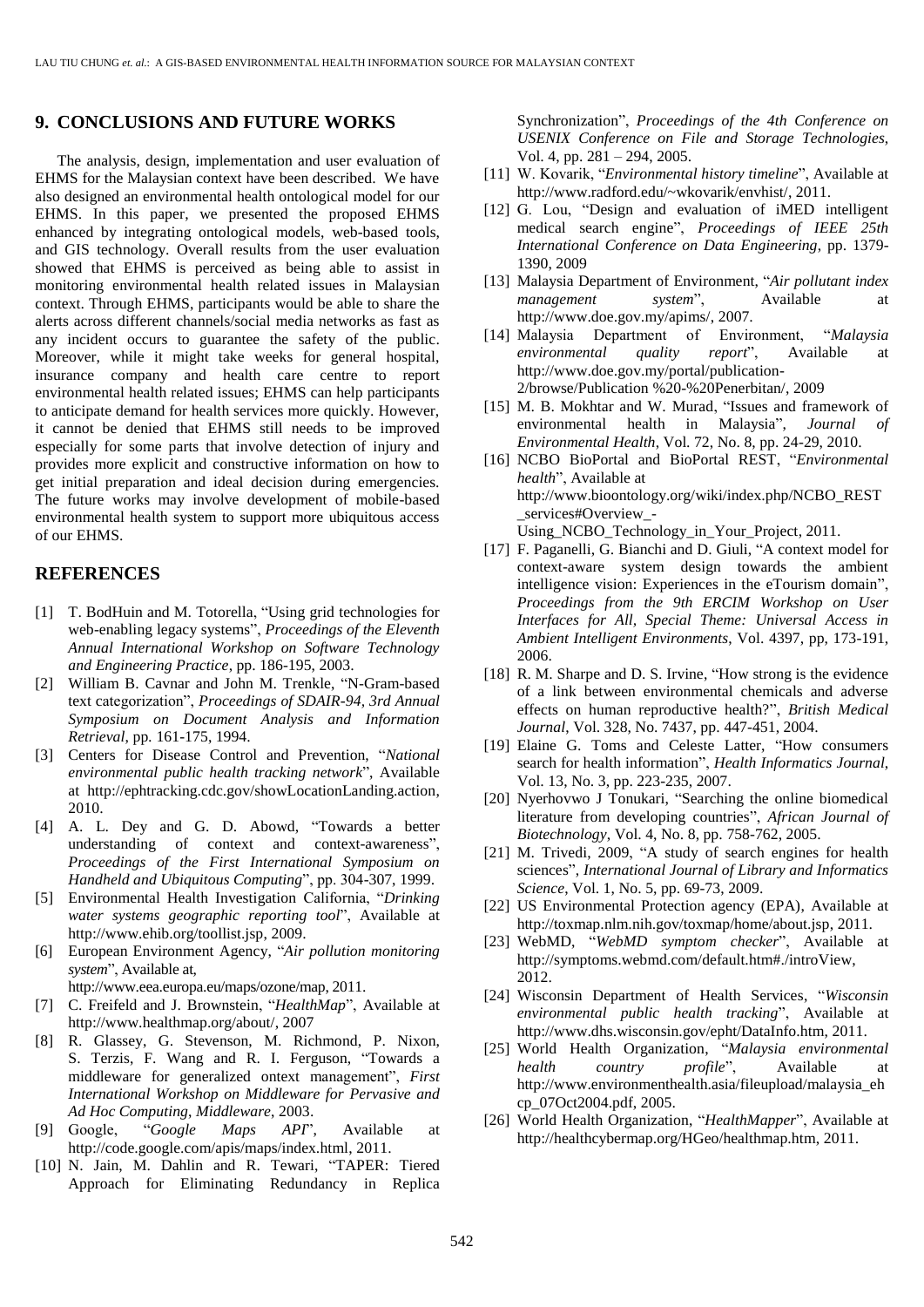## 9. CONCLUSIONS AND FUTURE WORKS

The analysis, design, implementation and user evaluation of EHMS for the Malaysian context have been described. We have also designed an environmental health ontological model for our EHMS. In this paper, we presented the proposed EHMS enhanced by integrating ontological models, web-based tools, and GIS technology. Overall results from the user evaluation showed that EHMS is perceived as being able to assist in monitoring environmental health related issues in Malaysian context. Through EHMS, participants would be able to share the alerts across different channels/social media networks as fast as any incident occurs to guarantee the safety of the public. Moreover, while it might take weeks for general hospital, insurance company and health care centre to report environmental health related issues; EHMS can help participants to anticipate demand for health services more quickly. However, it cannot be denied that EHMS still needs to be improved especially for some parts that involve detection of injury and provides more explicit and constructive information on how to get initial preparation and ideal decision during emergencies. The future works may involve development of mobile-based environmental health system to support more ubiquitous access of our EHMS.

## REFERENCES

[1] T. BodHuin and M. Totorella, "Using grid technologies for web-enabling legacy systems", *Proceedings of the Eleventh Annual International Workshop on Software Technology and Engineering Practice*, pp. 186-195, 2003.

[2] William B. Cavnar and John M. Trenkle, "N-Gram-based text categorization", *Proceedings of SDAIR-94, 3rd Annual Symposium on Document Analysis and Information Retrieval*, pp. 161-175, 1994.

[3] Centers for Disease Control and Prevention, "*National environmental public health tracking network*", Available at http://ephtracking.cdc.gov/showLocationLanding.action, 2010.

[4] A. L. Dey and G. D. Abowd, "Towards a better understanding of context and context-awareness", *Proceedings of the First International Symposium on Handheld and Ubiquitous Computing*", pp. 304-307, 1999.

[5] Environmental Health Investigation California, "*Drinking water systems geographic reporting tool*", Available at http://www.ehib.org/toollist.jsp, 2009.

[6] European Environment Agency, "*Air pollution monitoring system*", Available at, http://www.eea.europa.eu/maps/ozone/map, 2011.

[7] C. Freifeld and J. Brownstein, "*HealthMap*", Available at http://www.healthmap.org/about/, 2007

[8] R. Glassey, G. Stevenson, M. Richmond, P. Nixon, S. Terzis, F. Wang and R. I. Ferguson, "Towards a middleware for generalized ontext management", *First International Workshop on Middleware for Pervasive and Ad Hoc Computing, Middleware*, 2003.

[9] Google, "*Google Maps API*", Available at http://code.google.com/apis/maps/index.html, 2011.

[10] N. Jain, M. Dahlin and R. Tewari, "TAPER: Tiered Approach for Eliminating Redundancy in Replica Synchronization", *Proceedings of the 4th Conference on USENIX Conference on File and Storage Technologies*, Vol. 4, pp. 281 – 294, 2005.

[11] W. Kovarik, "*Environmental history timeline*", Available at http://www.radford.edu/~wkovarik/envhist/, 2011.

[12] G. Lou, "Design and evaluation of iMED intelligent medical search engine", *Proceedings of IEEE 25th International Conference on Data Engineering*, pp. 1379-1390, 2009

[13] Malaysia Department of Environment, "*Air pollutant index management system*", Available at http://www.doe.gov.my/apims/, 2007.

[14] Malaysia Department of Environment, "*Malaysia environmental quality report*", Available at http://www.doe.gov.my/portal/publication-2/browse/Publication %20-%20Penerbitan/, 2009

[15] M. B. Mokhtar and W. Murad, "Issues and framework of environmental health in Malaysia", *Journal of Environmental Health*, Vol. 72, No. 8, pp. 24-29, 2010.

[16] NCBO BioPortal and BioPortal REST, "*Environmental health*", Available at http://www.bioontology.org/wiki/index.php/NCBO_REST_services#Overview_-Using_NCBO_Technology_in_Your_Project, 2011.

[17] F. Paganelli, G. Bianchi and D. Giuli, "A context model for context-aware system design towards the ambient intelligence vision: Experiences in the eTourism domain", *Proceedings from the 9th ERCIM Workshop on User Interfaces for All, Special Theme: Universal Access in Ambient Intelligent Environments*, Vol. 4397, pp, 173-191, 2006.

[18] R. M. Sharpe and D. S. Irvine, "How strong is the evidence of a link between environmental chemicals and adverse effects on human reproductive health?", *British Medical Journal*, Vol. 328, No. 7437, pp. 447-451, 2004.

[19] Elaine G. Toms and Celeste Latter, "How consumers search for health information", *Health Informatics Journal*, Vol. 13, No. 3, pp. 223-235, 2007.

[20] Nyerhovwo J Tonukari, "Searching the online biomedical literature from developing countries", *African Journal of Biotechnology*, Vol. 4, No. 8, pp. 758-762, 2005.

[21] M. Trivedi, 2009, "A study of search engines for health sciences", *International Journal of Library and Informatics Science*, Vol. 1, No. 5, pp. 69-73, 2009.

[22] US Environmental Protection agency (EPA), Available at http://toxmap.nlm.nih.gov/toxmap/home/about.jsp, 2011.

[23] WebMD, "*WebMD symptom checker*", Available at http://symptoms.webmd.com/default.htm#./introView, 2012.

[24] Wisconsin Department of Health Services, "*Wisconsin environmental public health tracking*", Available at http://www.dhs.wisconsin.gov/epht/DataInfo.htm, 2011.

[25] World Health Organization, "*Malaysia environmental health country profile*", Available at http://www.environmenthealth.asia/fileupload/malaysia_ehcp_07Oct2004.pdf, 2005.

[26] World Health Organization, "*HealthMapper*", Available at http://healthcybermap.org/HGeo/healthmap.htm, 2011.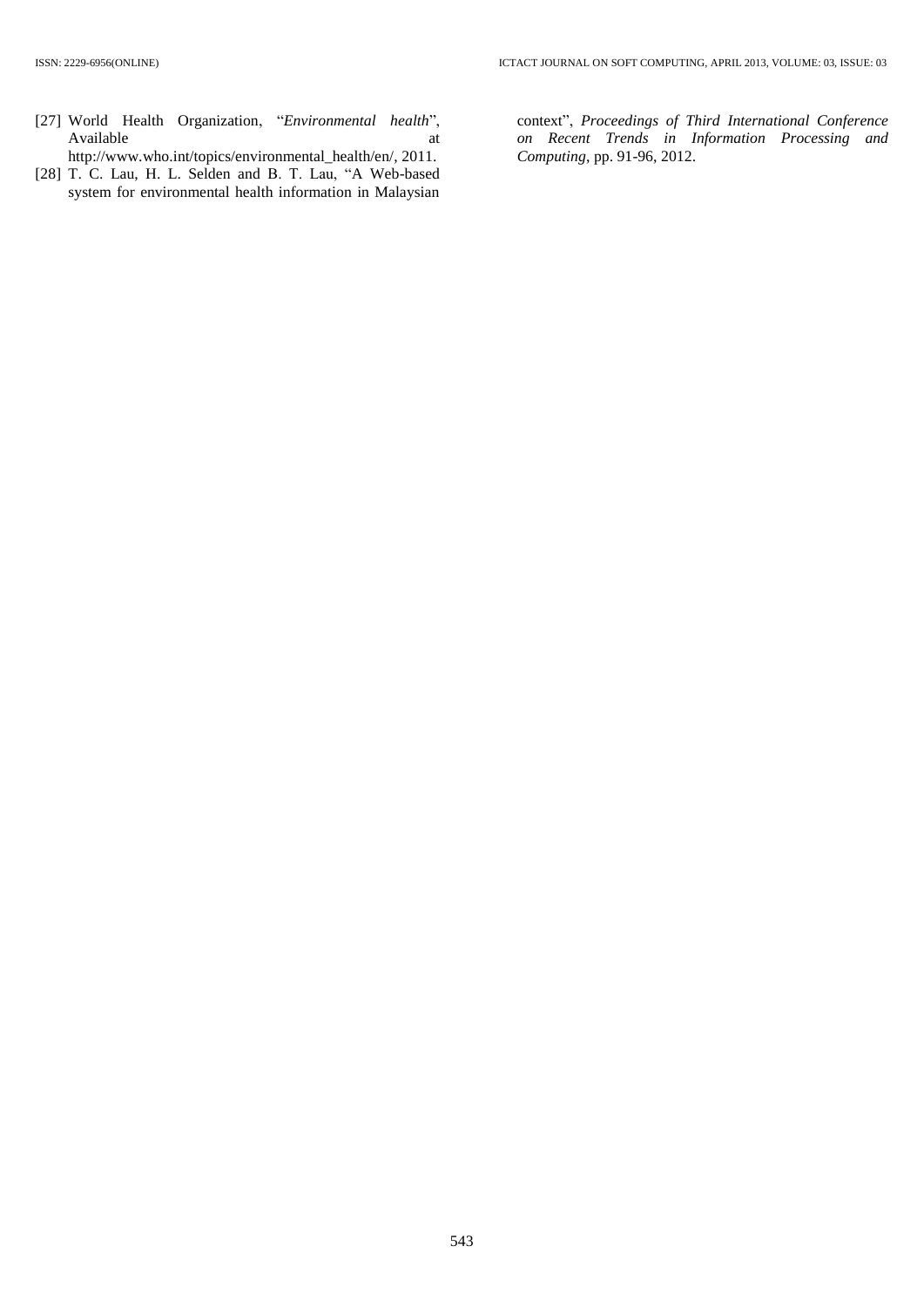[27] World Health Organization, "*Environmental health*", Available at http://www.who.int/topics/environmental_health/en/, 2011.

[28] T. C. Lau, H. L. Selden and B. T. Lau, "A Web-based system for environmental health information in Malaysian context", *Proceedings of Third International Conference on Recent Trends in Information Processing and Computing*, pp. 91-96, 2012.